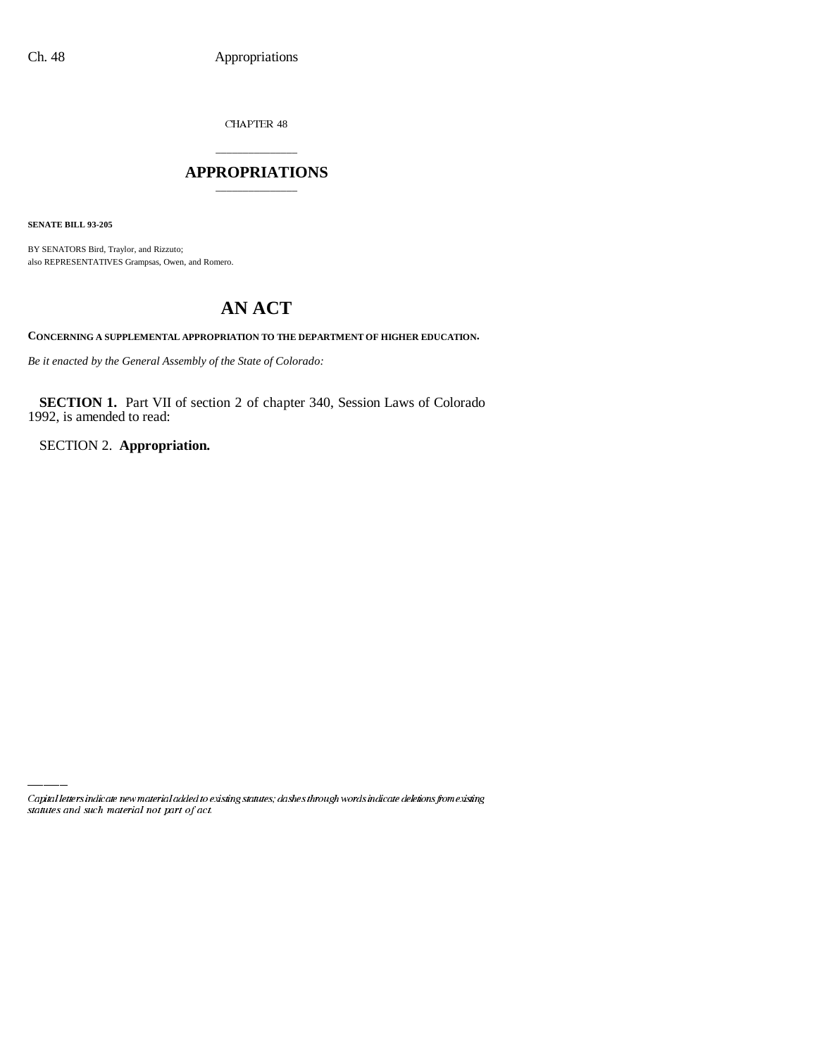CHAPTER 48

# APPROPRIATIONS

**SENATE BILL 93-205**

BY SENATORS Bird, Traylor, and Rizzuto;
also REPRESENTATIVES Grampsas, Owen, and Romero.

# AN ACT

**CONCERNING A SUPPLEMENTAL APPROPRIATION TO THE DEPARTMENT OF HIGHER EDUCATION.**

*Be it enacted by the General Assembly of the State of Colorado:*

**SECTION 1.** Part VII of section 2 of chapter 340, Session Laws of Colorado 1992, is amended to read:

SECTION 2. **Appropriation.**

*Capital letters indicate new material added to existing statutes; dashes through words indicate deletions from existing statutes and such material not part of act.*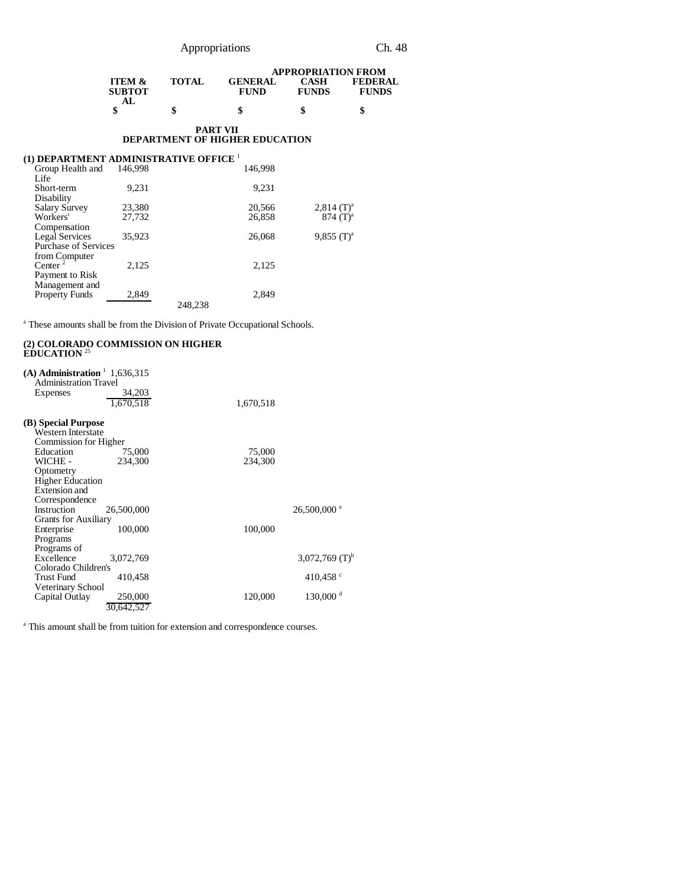| | ITEM & SUBTOTAL | TOTAL | GENERAL FUND | APPROPRIATION FROM CASH FUNDS | FEDERAL FUNDS |
|---|---|---|---|---|---|
| | $ | $ | $ | $ | $ |

## PART VII
## DEPARTMENT OF HIGHER EDUCATION

**(1) DEPARTMENT ADMINISTRATIVE OFFICE** [1]

| | ITEM & SUBTOTAL | TOTAL | GENERAL FUND | CASH FUNDS | FEDERAL FUNDS |
|---|---|---|---|---|---|
| Group Health and Life | 146,998 | | 146,998 | | |
| Short-term Disability | 9,231 | | 9,231 | | |
| Salary Survey | 23,380 | | 20,566 | 2,814 (T)[a] | |
| Workers' Compensation | 27,732 | | 26,858 | 874 (T)[a] | |
| Legal Services | 35,923 | | 26,068 | 9,855 (T)[a] | |
| Purchase of Services from Computer Center [2] | 2,125 | | 2,125 | | |
| Payment to Risk Management and Property Funds | 2,849 | | 2,849 | | |
| | | 248,238 | | | |

[a] These amounts shall be from the Division of Private Occupational Schools.

**(2) COLORADO COMMISSION ON HIGHER EDUCATION** [25]

| | ITEM & SUBTOTAL | TOTAL | GENERAL FUND | CASH FUNDS | FEDERAL FUNDS |
|---|---|---|---|---|---|
| **(A) Administration** [1] | 1,636,315 | | | | |
| Administration Travel Expenses | 34,203 | | | | |
| | 1,670,518 | | 1,670,518 | | |
| **(B) Special Purpose** | | | | | |
| Western Interstate Commission for Higher Education | 75,000 | | 75,000 | | |
| WICHE - Optometry | 234,300 | | 234,300 | | |
| Higher Education Extension and Correspondence Instruction | 26,500,000 | | | 26,500,000 [a] | |
| Grants for Auxiliary Enterprise Programs | 100,000 | | 100,000 | | |
| Programs of Excellence | 3,072,769 | | | 3,072,769 (T)[b] | |
| Colorado Children's Trust Fund | 410,458 | | | 410,458 [c] | |
| Veterinary School Capital Outlay | 250,000 | | 120,000 | 130,000 [d] | |
| | 30,642,527 | | | | |

[a] This amount shall be from tuition for extension and correspondence courses.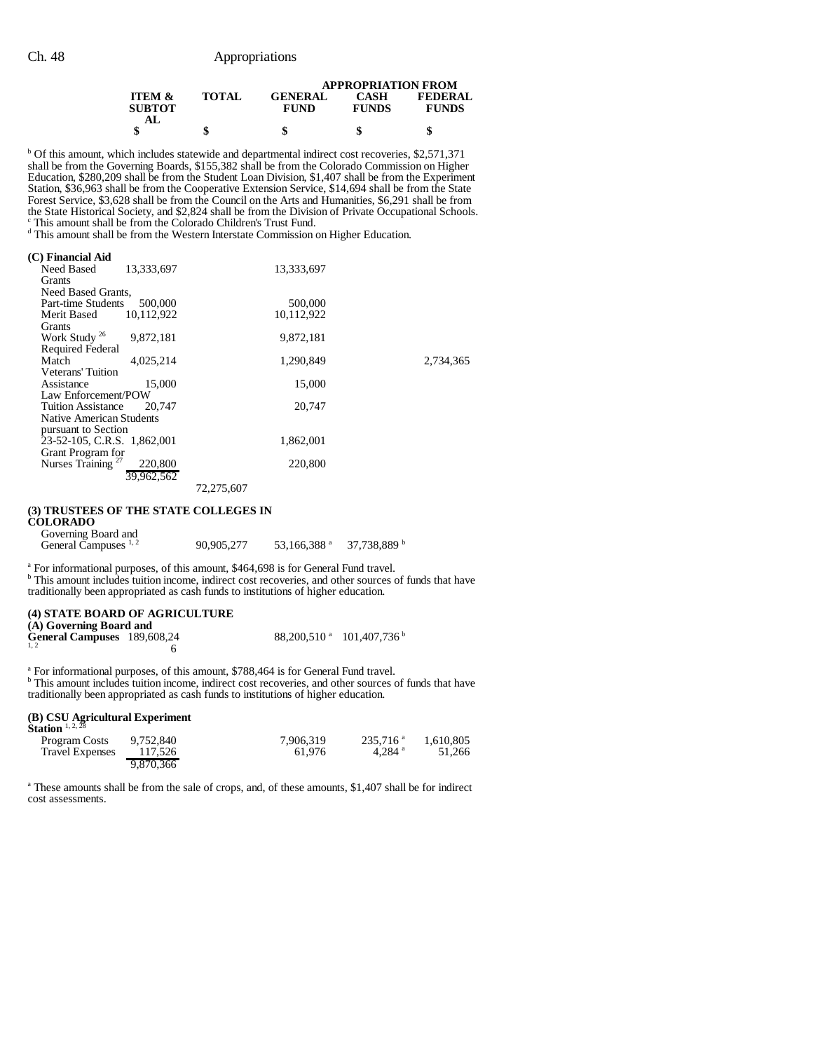| | ITEM & SUBTOTAL | TOTAL | GENERAL FUND | CASH FUNDS | FEDERAL FUNDS |
|---|---|---|---|---|---|
| | | | APPROPRIATION FROM | | |
| | $ | $ | $ | $ | $ |

[b] Of this amount, which includes statewide and departmental indirect cost recoveries, $2,571,371 shall be from the Governing Boards, $155,382 shall be from the Colorado Commission on Higher Education, $280,209 shall be from the Student Loan Division, $1,407 shall be from the Experiment Station, $36,963 shall be from the Cooperative Extension Service, $14,694 shall be from the State Forest Service, $3,628 shall be from the Council on the Arts and Humanities, $6,291 shall be from the State Historical Society, and $2,824 shall be from the Division of Private Occupational Schools.
[c] This amount shall be from the Colorado Children's Trust Fund.
[d] This amount shall be from the Western Interstate Commission on Higher Education.

**(C) Financial Aid**

| | ITEM & SUBTOTAL | TOTAL | GENERAL FUND | CASH FUNDS | FEDERAL FUNDS |
|---|---|---|---|---|---|
| Need Based Grants | 13,333,697 | | 13,333,697 | | |
| Need Based Grants, Part-time Students | 500,000 | | 500,000 | | |
| Merit Based Grants | 10,112,922 | | 10,112,922 | | |
| Work Study [26] | 9,872,181 | | 9,872,181 | | |
| Required Federal Match | 4,025,214 | | 1,290,849 | | 2,734,365 |
| Veterans' Tuition Assistance | 15,000 | | 15,000 | | |
| Law Enforcement/POW Tuition Assistance | 20,747 | | 20,747 | | |
| Native American Students pursuant to Section 23-52-105, C.R.S. | 1,862,001 | | 1,862,001 | | |
| Grant Program for Nurses Training [27] | 220,800 | | 220,800 | | |
| | 39,962,562 | | | | |
| | | 72,275,607 | | | |

**(3) TRUSTEES OF THE STATE COLLEGES IN COLORADO**

| | ITEM & SUBTOTAL | TOTAL | GENERAL FUND | CASH FUNDS | FEDERAL FUNDS |
|---|---|---|---|---|---|
| Governing Board and General Campuses [1, 2] | | 90,905,277 | 53,166,388 [a] | 37,738,889 [b] | |

[a] For informational purposes, of this amount, $464,698 is for General Fund travel.
[b] This amount includes tuition income, indirect cost recoveries, and other sources of funds that have traditionally been appropriated as cash funds to institutions of higher education.

**(4) STATE BOARD OF AGRICULTURE**

| | ITEM & SUBTOTAL | TOTAL | GENERAL FUND | CASH FUNDS | FEDERAL FUNDS |
|---|---|---|---|---|---|
| **(A) Governing Board and General Campuses** [1, 2] | 189,608,246 | | 88,200,510 [a] | 101,407,736 [b] | |

[a] For informational purposes, of this amount, $788,464 is for General Fund travel.
[b] This amount includes tuition income, indirect cost recoveries, and other sources of funds that have traditionally been appropriated as cash funds to institutions of higher education.

**(B) CSU Agricultural Experiment Station** [1, 2, 28]

| | ITEM & SUBTOTAL | TOTAL | GENERAL FUND | CASH FUNDS | FEDERAL FUNDS |
|---|---|---|---|---|---|
| Program Costs | 9,752,840 | | 7,906,319 | 235,716 [a] | 1,610,805 |
| Travel Expenses | 117,526 | | 61,976 | 4,284 [a] | 51,266 |
| | 9,870,366 | | | | |

[a] These amounts shall be from the sale of crops, and, of these amounts, $1,407 shall be for indirect cost assessments.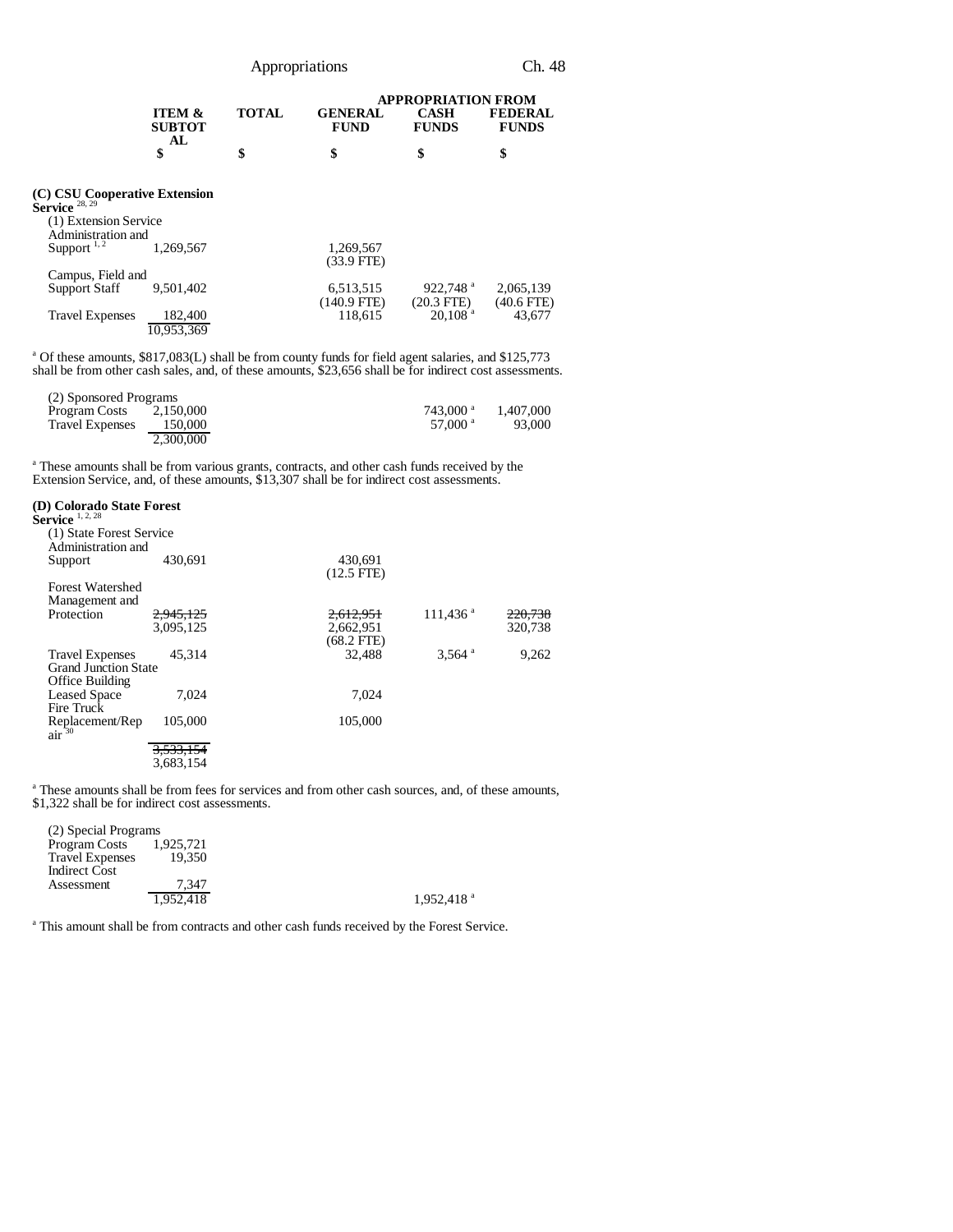| | ITEM & SUBTOTAL | TOTAL | APPROPRIATION FROM GENERAL FUND | CASH FUNDS | FEDERAL FUNDS |
|---|---|---|---|---|---|
| | $ | $ | $ | $ | $ |
| **(C) CSU Cooperative Extension Service** [28, 29] | | | | | |
| (1) Extension Service Administration and Support [1, 2] | 1,269,567 | | 1,269,567 (33.9 FTE) | | |
| Campus, Field and Support Staff | 9,501,402 | | 6,513,515 (140.9 FTE) | 922,748 [a] (20.3 FTE) | 2,065,139 (40.6 FTE) |
| Travel Expenses | 182,400 | | 118,615 | 20,108 [a] | 43,677 |
| | 10,953,369 | | | | |

[a] Of these amounts, $817,083(L) shall be from county funds for field agent salaries, and $125,773 shall be from other cash sales, and, of these amounts, $23,656 shall be for indirect cost assessments.

| | ITEM & SUBTOTAL | TOTAL | GENERAL FUND | CASH FUNDS | FEDERAL FUNDS |
|---|---|---|---|---|---|
| (2) Sponsored Programs | | | | | |
| Program Costs | 2,150,000 | | | 743,000 [a] | 1,407,000 |
| Travel Expenses | 150,000 | | | 57,000 [a] | 93,000 |
| | 2,300,000 | | | | |

[a] These amounts shall be from various grants, contracts, and other cash funds received by the Extension Service, and, of these amounts, $13,307 shall be for indirect cost assessments.

| | ITEM & SUBTOTAL | TOTAL | GENERAL FUND | CASH FUNDS | FEDERAL FUNDS |
|---|---|---|---|---|---|
| **(D) Colorado State Forest Service** [1, 2, 28] | | | | | |
| (1) State Forest Service Administration and Support | 430,691 | | 430,691 (12.5 FTE) | | |
| Forest Watershed Management and Protection | ~~2,945,125~~ 3,095,125 | | ~~2,612,951~~ 2,662,951 (68.2 FTE) | 111,436 [a] | ~~220,738~~ 320,738 |
| Travel Expenses | 45,314 | | 32,488 | 3,564 [a] | 9,262 |
| Grand Junction State Office Building Leased Space | 7,024 | | 7,024 | | |
| Fire Truck Replacement/Repair [30] | 105,000 | | 105,000 | | |
| | ~~3,533,154~~ 3,683,154 | | | | |

[a] These amounts shall be from fees for services and from other cash sources, and, of these amounts, $1,322 shall be for indirect cost assessments.

| | ITEM & SUBTOTAL | TOTAL | GENERAL FUND | CASH FUNDS | FEDERAL FUNDS |
|---|---|---|---|---|---|
| (2) Special Programs | | | | | |
| Program Costs | 1,925,721 | | | | |
| Travel Expenses | 19,350 | | | | |
| Indirect Cost Assessment | 7,347 | | | | |
| | 1,952,418 | | | 1,952,418 [a] | |

[a] This amount shall be from contracts and other cash funds received by the Forest Service.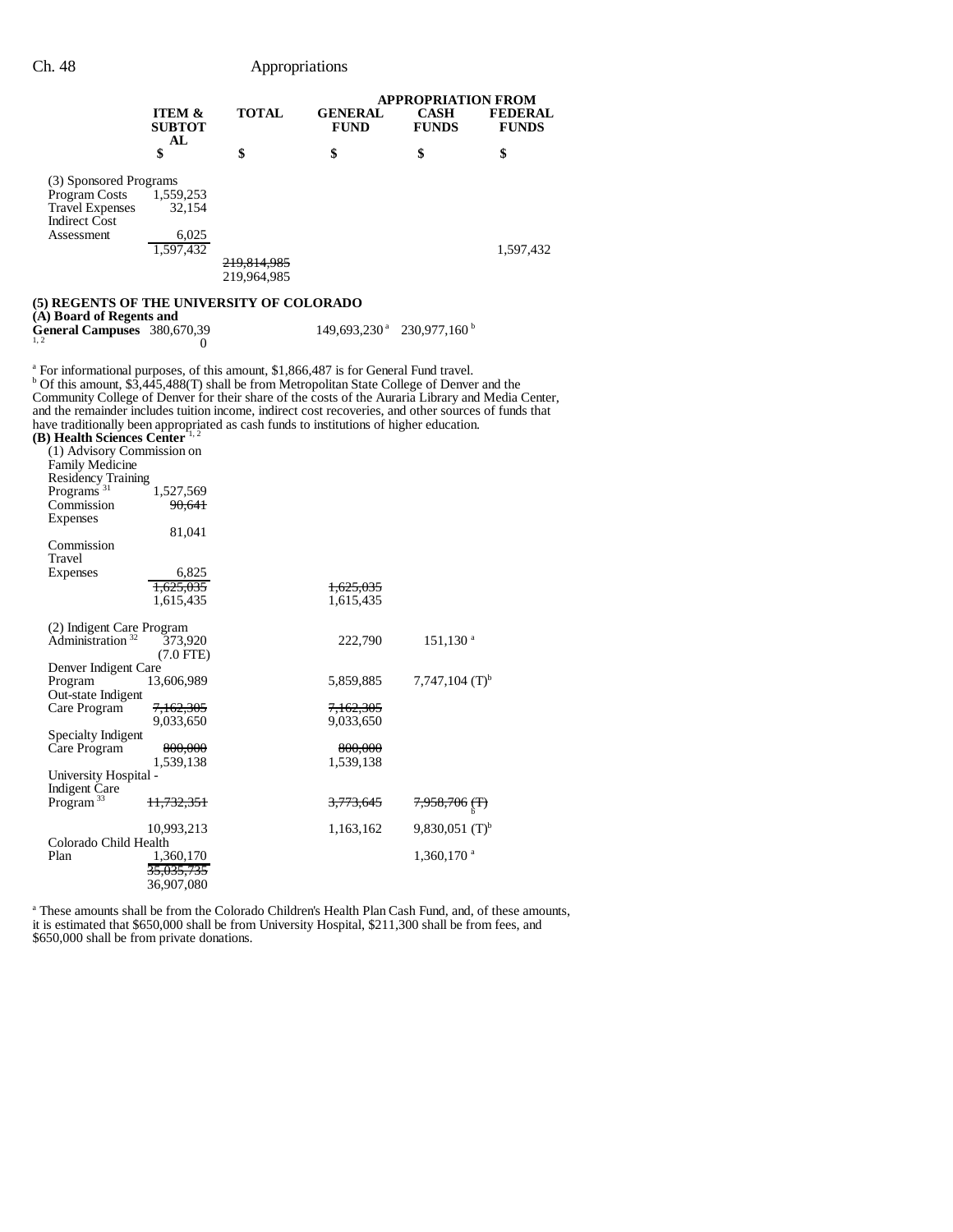| | ITEM & SUBTOTAL | TOTAL | APPROPRIATION FROM GENERAL FUND | CASH FUNDS | FEDERAL FUNDS |
|---|---|---|---|---|---|
| | $ | $ | $ | $ | $ |
| (3) Sponsored Programs | | | | | |
| Program Costs | 1,559,253 | | | | |
| Travel Expenses | 32,154 | | | | |
| Indirect Cost Assessment | 6,025 | | | | |
| | 1,597,432 | | | | 1,597,432 |
| | | ~~219,814,985~~ 219,964,985 | | | |

**(5) REGENTS OF THE UNIVERSITY OF COLORADO**

| | ITEM & SUBTOTAL | TOTAL | GENERAL FUND | CASH FUNDS | FEDERAL FUNDS |
|---|---|---|---|---|---|
| **(A) Board of Regents and General Campuses** [1, 2] | 380,670,390 | | 149,693,230 [a] | 230,977,160 [b] | |

[a] For informational purposes, of this amount, $1,866,487 is for General Fund travel.

[b] Of this amount, $3,445,488(T) shall be from Metropolitan State College of Denver and the Community College of Denver for their share of the costs of the Auraria Library and Media Center, and the remainder includes tuition income, indirect cost recoveries, and other sources of funds that have traditionally been appropriated as cash funds to institutions of higher education.

**(B) Health Sciences Center** [1, 2]

| | ITEM & SUBTOTAL | TOTAL | GENERAL FUND | CASH FUNDS | FEDERAL FUNDS |
|---|---|---|---|---|---|
| (1) Advisory Commission on Family Medicine Residency Training Programs [31] | 1,527,569 | | | | |
| Commission Expenses | ~~90,641~~ 81,041 | | | | |
| Commission Travel Expenses | 6,825 | | | | |
| | ~~1,625,035~~ 1,615,435 | | ~~1,625,035~~ 1,615,435 | | |
| (2) Indigent Care Program Administration [32] | 373,920 (7.0 FTE) | | 222,790 | 151,130 [a] | |
| Denver Indigent Care Program | 13,606,989 | | 5,859,885 | 7,747,104 (T)[b] | |
| Out-state Indigent Care Program | ~~7,162,305~~ 9,033,650 | | ~~7,162,305~~ 9,033,650 | | |
| Specialty Indigent Care Program | ~~800,000~~ 1,539,138 | | ~~800,000~~ 1,539,138 | | |
| University Hospital - Indigent Care Program [33] | ~~11,732,351~~ 10,993,213 | | ~~3,773,645~~ 1,163,162 | ~~7,958,706 (T)[b]~~ 9,830,051 (T)[b] | |
| Colorado Child Health Plan | 1,360,170 | | | 1,360,170 [a] | |
| | ~~35,035,735~~ 36,907,080 | | | | |

[a] These amounts shall be from the Colorado Children's Health Plan Cash Fund, and, of these amounts, it is estimated that $650,000 shall be from University Hospital, $211,300 shall be from fees, and $650,000 shall be from private donations.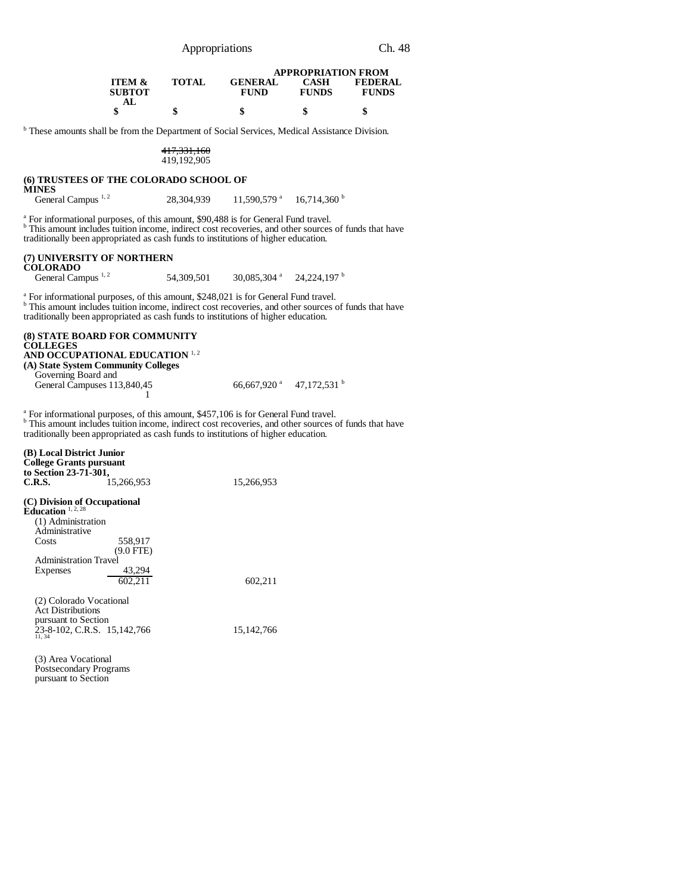| ITEM & SUBTOTAL | TOTAL | APPROPRIATION FROM GENERAL FUND | CASH FUNDS | FEDERAL FUNDS |
|---|---|---|---|---|
| $ | $ | $ | $ | $ |

[b] These amounts shall be from the Department of Social Services, Medical Assistance Division.

| | | | | |
|---|---|---|---|---|
| | ~~417,331,160~~ 419,192,905 | | | |

**(6) TRUSTEES OF THE COLORADO SCHOOL OF MINES**

| | | | | |
|---|---|---|---|---|
| General Campus [1, 2] | 28,304,939 | 11,590,579 [a] | 16,714,360 [b] | |

[a] For informational purposes, of this amount, $90,488 is for General Fund travel.
[b] This amount includes tuition income, indirect cost recoveries, and other sources of funds that have traditionally been appropriated as cash funds to institutions of higher education.

**(7) UNIVERSITY OF NORTHERN COLORADO**

| | | | | |
|---|---|---|---|---|
| General Campus [1, 2] | 54,309,501 | 30,085,304 [a] | 24,224,197 [b] | |

[a] For informational purposes, of this amount, $248,021 is for General Fund travel.
[b] This amount includes tuition income, indirect cost recoveries, and other sources of funds that have traditionally been appropriated as cash funds to institutions of higher education.

**(8) STATE BOARD FOR COMMUNITY COLLEGES AND OCCUPATIONAL EDUCATION** [1, 2]

**(A) State System Community Colleges**

| | | | | |
|---|---|---|---|---|
| Governing Board and General Campuses 113,840,451 | | 66,667,920 [a] | 47,172,531 [b] | |

[a] For informational purposes, of this amount, $457,106 is for General Fund travel.
[b] This amount includes tuition income, indirect cost recoveries, and other sources of funds that have traditionally been appropriated as cash funds to institutions of higher education.

| | | | | |
|---|---|---|---|---|
| **(B) Local District Junior College Grants pursuant to Section 23-71-301, C.R.S.** 15,266,953 | | 15,266,953 | | |

**(C) Division of Occupational Education** [1, 2, 28]

| | | | | |
|---|---|---|---|---|
| (1) Administration Administrative Costs 558,917 (9.0 FTE) | | | | |
| Administration Travel Expenses 43,294 | | | | |
| 602,211 | | 602,211 | | |
| (2) Colorado Vocational Act Distributions pursuant to Section 23-8-102, C.R.S. [11, 34] 15,142,766 | | 15,142,766 | | |

(3) Area Vocational Postsecondary Programs pursuant to Section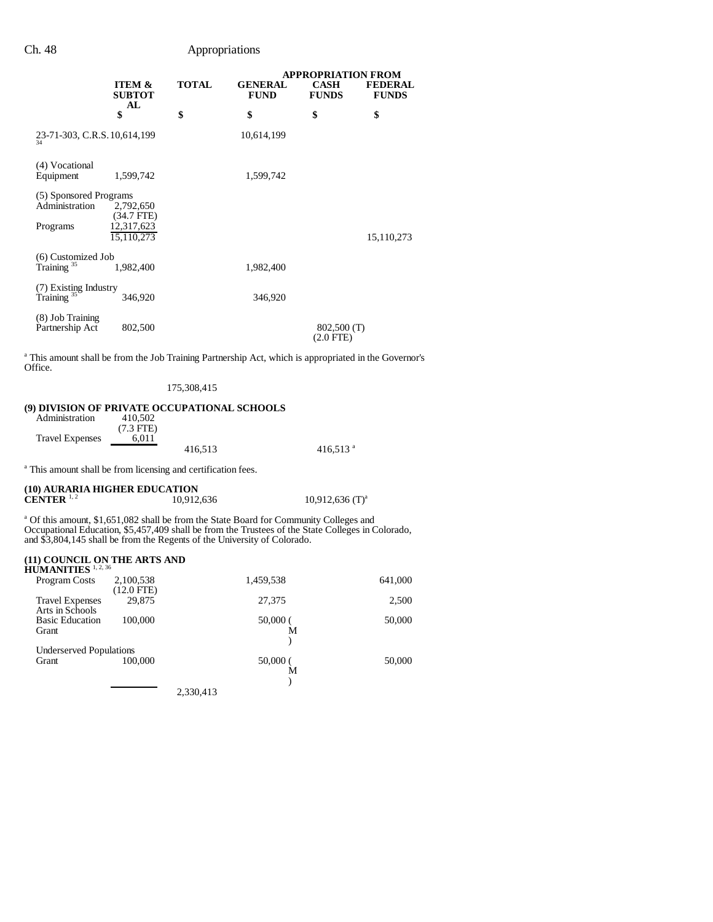| | ITEM & SUBTOTAL | TOTAL | GENERAL FUND | CASH FUNDS | FEDERAL FUNDS |
|---|---|---|---|---|---|
| | | | APPROPRIATION FROM | | |
| | $ | $ | $ | $ | $ |
| 23-71-303, C.R.S.[34] | 10,614,199 | | 10,614,199 | | |
| (4) Vocational Equipment | 1,599,742 | | 1,599,742 | | |
| (5) Sponsored Programs | | | | | |
| Administration | 2,792,650 | | | | |
| | (34.7 FTE) | | | | |
| Programs | 12,317,623 | | | | |
| | 15,110,273 | | | | 15,110,273 |
| (6) Customized Job Training [35] | 1,982,400 | | 1,982,400 | | |
| (7) Existing Industry Training [35] | 346,920 | | 346,920 | | |
| (8) Job Training Partnership Act | 802,500 | | | 802,500 (T) | |
| | | | | (2.0 FTE) | |

[a] This amount shall be from the Job Training Partnership Act, which is appropriated in the Governor's Office.

| | ITEM & SUBTOTAL | TOTAL | GENERAL FUND | CASH FUNDS | FEDERAL FUNDS |
|---|---|---|---|---|---|
| | | 175,308,415 | | | |
| **(9) DIVISION OF PRIVATE OCCUPATIONAL SCHOOLS** | | | | | |
| Administration | 410,502 | | | | |
| | (7.3 FTE) | | | | |
| Travel Expenses | 6,011 | | | | |
| | | 416,513 | | 416,513 [a] | |

[a] This amount shall be from licensing and certification fees.

| | ITEM & SUBTOTAL | TOTAL | GENERAL FUND | CASH FUNDS | FEDERAL FUNDS |
|---|---|---|---|---|---|
| **(10) AURARIA HIGHER EDUCATION CENTER** [1, 2] | | 10,912,636 | | 10,912,636 (T)[a] | |

[a] Of this amount, $1,651,082 shall be from the State Board for Community Colleges and Occupational Education, $5,457,409 shall be from the Trustees of the State Colleges in Colorado, and $3,804,145 shall be from the Regents of the University of Colorado.

| | ITEM & SUBTOTAL | TOTAL | GENERAL FUND | CASH FUNDS | FEDERAL FUNDS |
|---|---|---|---|---|---|
| **(11) COUNCIL ON THE ARTS AND HUMANITIES** [1, 2, 36] | | | | | |
| Program Costs | 2,100,538 | | 1,459,538 | | 641,000 |
| | (12.0 FTE) | | | | |
| Travel Expenses | 29,875 | | 27,375 | | 2,500 |
| Arts in Schools Basic Education Grant | 100,000 | | 50,000 (M) | | 50,000 |
| Underserved Populations Grant | 100,000 | | 50,000 (M) | | 50,000 |
| | | 2,330,413 | | | |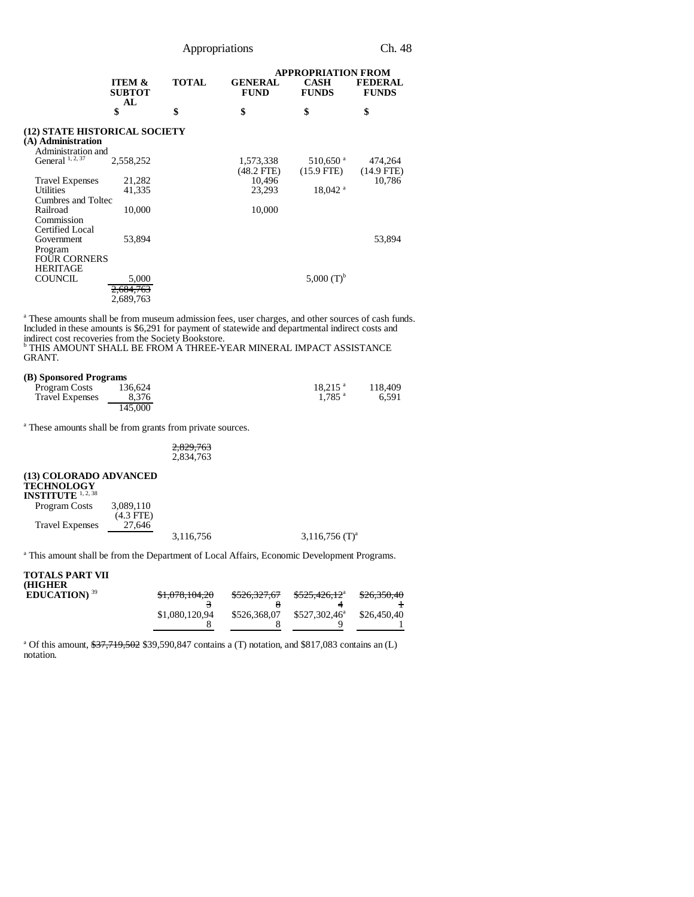| | ITEM & SUBTOTAL | TOTAL | GENERAL FUND | CASH FUNDS | FEDERAL FUNDS |
|---|---|---|---|---|---|
| | | | APPROPRIATION FROM | | |
| | $ | $ | $ | $ | $ |
| **(12) STATE HISTORICAL SOCIETY** | | | | | |
| **(A) Administration** | | | | | |
| Administration and General [1, 2, 37] | 2,558,252 | | 1,573,338 (48.2 FTE) | 510,650 [a] (15.9 FTE) | 474,264 (14.9 FTE) |
| Travel Expenses | 21,282 | | 10,496 | | 10,786 |
| Utilities | 41,335 | | 23,293 | 18,042 [a] | |
| Cumbres and Toltec Railroad Commission | 10,000 | | 10,000 | | |
| Certified Local Government Program | 53,894 | | | | 53,894 |
| FOUR CORNERS HERITAGE COUNCIL | 5,000 | | | 5,000 (T)[b] | |
| | ~~2,684,763~~ 2,689,763 | | | | |

[a] These amounts shall be from museum admission fees, user charges, and other sources of cash funds. Included in these amounts is $6,291 for payment of statewide and departmental indirect costs and indirect cost recoveries from the Society Bookstore.
[b] THIS AMOUNT SHALL BE FROM A THREE-YEAR MINERAL IMPACT ASSISTANCE GRANT.

| | ITEM & SUBTOTAL | TOTAL | GENERAL FUND | CASH FUNDS | FEDERAL FUNDS |
|---|---|---|---|---|---|
| **(B) Sponsored Programs** | | | | | |
| Program Costs | 136,624 | | | 18,215 [a] | 118,409 |
| Travel Expenses | 8,376 | | | 1,785 [a] | 6,591 |
| | 145,000 | | | | |

[a] These amounts shall be from grants from private sources.

| | ITEM & SUBTOTAL | TOTAL | GENERAL FUND | CASH FUNDS | FEDERAL FUNDS |
|---|---|---|---|---|---|
| | | ~~2,829,763~~ 2,834,763 | | | |
| **(13) COLORADO ADVANCED TECHNOLOGY INSTITUTE** [1, 2, 38] | | | | | |
| Program Costs | 3,089,110 (4.3 FTE) | | | | |
| Travel Expenses | 27,646 | | | | |
| | | 3,116,756 | | 3,116,756 (T)[a] | |

[a] This amount shall be from the Department of Local Affairs, Economic Development Programs.

| | ITEM & SUBTOTAL | TOTAL | GENERAL FUND | CASH FUNDS | FEDERAL FUNDS |
|---|---|---|---|---|---|
| **TOTALS PART VII (HIGHER EDUCATION)** [39] | | ~~$1,078,104,203~~ $1,080,120,948 | ~~$526,327,678~~ $526,368,078 | ~~$525,426,124~~[a] $527,302,469[a] | ~~$26,350,401~~ $26,450,401 |

[a] Of this amount, ~~$37,719,502~~ $39,590,847 contains a (T) notation, and $817,083 contains an (L) notation.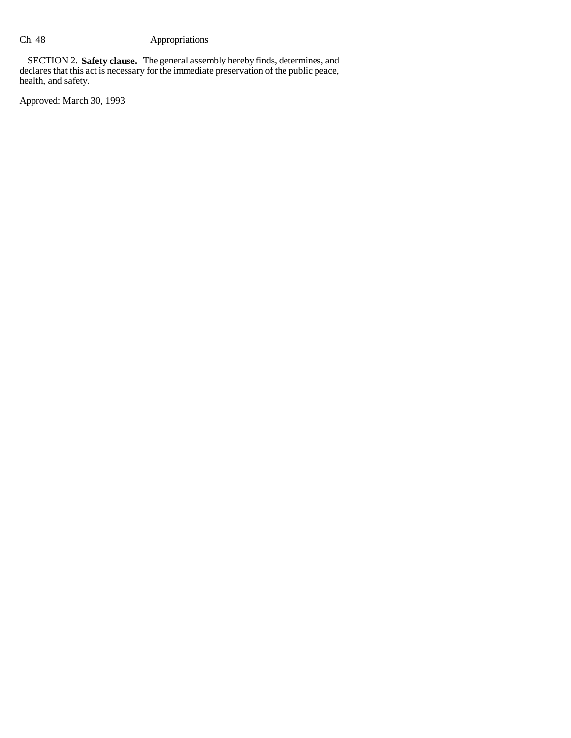SECTION 2. **Safety clause.** The general assembly hereby finds, determines, and declares that this act is necessary for the immediate preservation of the public peace, health, and safety.

Approved: March 30, 1993